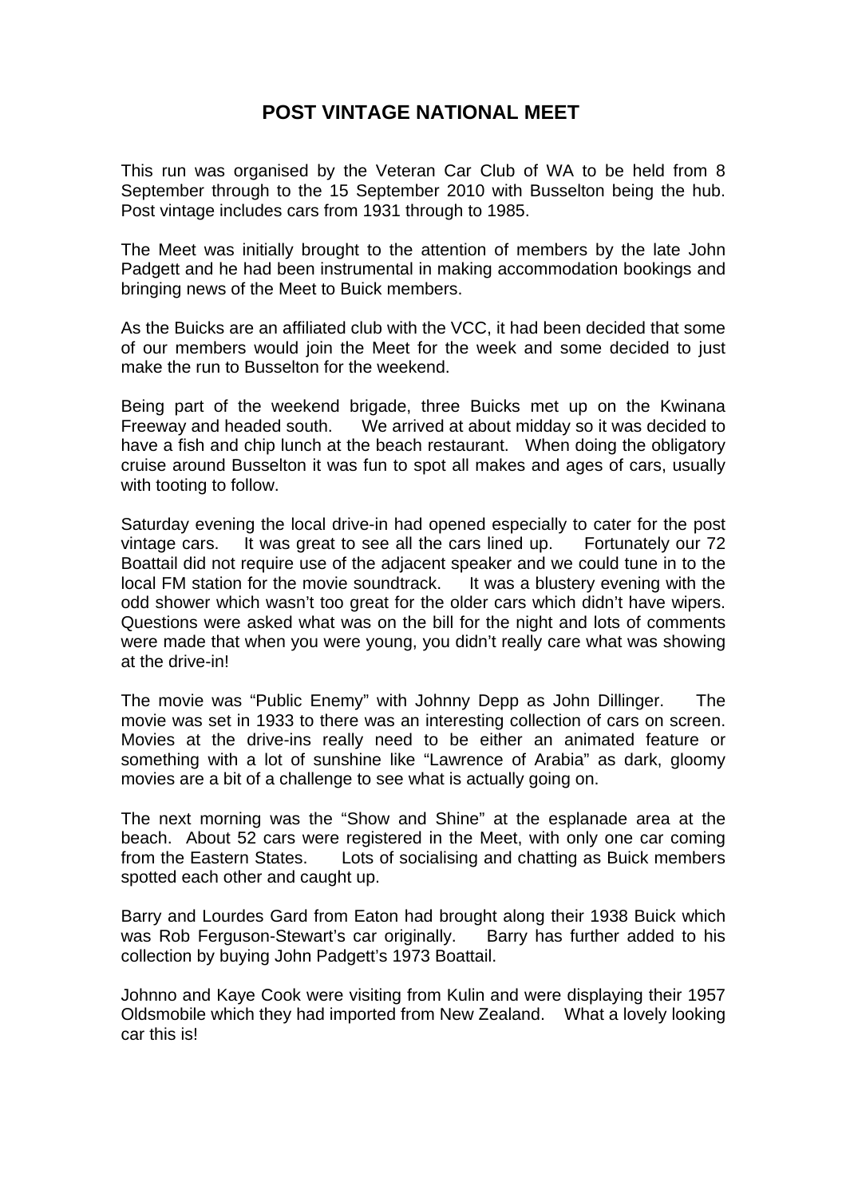# POST VINTAGE NATIONAL MEET

This run was organised by the Veteran Car Club of WA to be held from 8 September through to the 15 September 2010 with Busselton being the hub. Post vintage includes cars from 1931 through to 1985.

The Meet was initially brought to the attention of members by the late John Padgett and he had been instrumental in making accommodation bookings and bringing news of the Meet to Buick members.

As the Buicks are an affiliated club with the VCC, it had been decided that some of our members would join the Meet for the week and some decided to just make the run to Busselton for the weekend.

Being part of the weekend brigade, three Buicks met up on the Kwinana Freeway and headed south. We arrived at about midday so it was decided to have a fish and chip lunch at the beach restaurant. When doing the obligatory cruise around Busselton it was fun to spot all makes and ages of cars, usually with tooting to follow.

Saturday evening the local drive-in had opened especially to cater for the post vintage cars. It was great to see all the cars lined up. Fortunately our 72 Boattail did not require use of the adjacent speaker and we could tune in to the local FM station for the movie soundtrack. It was a blustery evening with the odd shower which wasn't too great for the older cars which didn't have wipers. Questions were asked what was on the bill for the night and lots of comments were made that when you were young, you didn't really care what was showing at the drive-in!

The movie was "Public Enemy" with Johnny Depp as John Dillinger. The movie was set in 1933 to there was an interesting collection of cars on screen. Movies at the drive-ins really need to be either an animated feature or something with a lot of sunshine like "Lawrence of Arabia" as dark, gloomy movies are a bit of a challenge to see what is actually going on.

The next morning was the "Show and Shine" at the esplanade area at the beach. About 52 cars were registered in the Meet, with only one car coming from the Eastern States. Lots of socialising and chatting as Buick members spotted each other and caught up.

Barry and Lourdes Gard from Eaton had brought along their 1938 Buick which was Rob Ferguson-Stewart's car originally. Barry has further added to his collection by buying John Padgett's 1973 Boattail.

Johnno and Kaye Cook were visiting from Kulin and were displaying their 1957 Oldsmobile which they had imported from New Zealand. What a lovely looking car this is!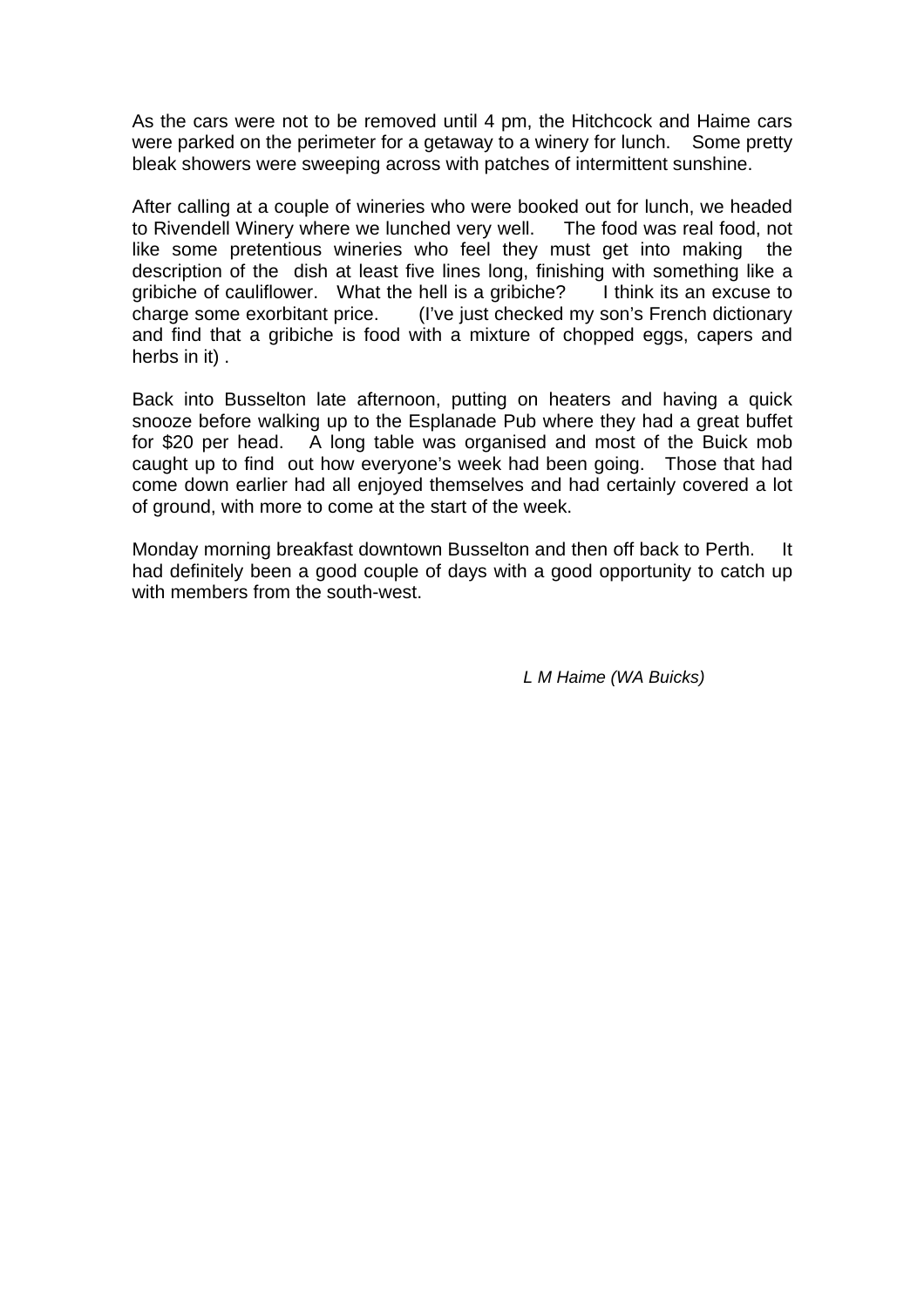As the cars were not to be removed until 4 pm, the Hitchcock and Haime cars were parked on the perimeter for a getaway to a winery for lunch. Some pretty bleak showers were sweeping across with patches of intermittent sunshine.

After calling at a couple of wineries who were booked out for lunch, we headed to Rivendell Winery where we lunched very well. The food was real food, not like some pretentious wineries who feel they must get into making the description of the dish at least five lines long, finishing with something like a gribiche of cauliflower. What the hell is a gribiche? I think its an excuse to charge some exorbitant price. (I've just checked my son's French dictionary and find that a gribiche is food with a mixture of chopped eggs, capers and herbs in it) .

Back into Busselton late afternoon, putting on heaters and having a quick snooze before walking up to the Esplanade Pub where they had a great buffet for $20 per head. A long table was organised and most of the Buick mob caught up to find out how everyone's week had been going. Those that had come down earlier had all enjoyed themselves and had certainly covered a lot of ground, with more to come at the start of the week.

Monday morning breakfast downtown Busselton and then off back to Perth. It had definitely been a good couple of days with a good opportunity to catch up with members from the south-west.

*L M Haime (WA Buicks)*